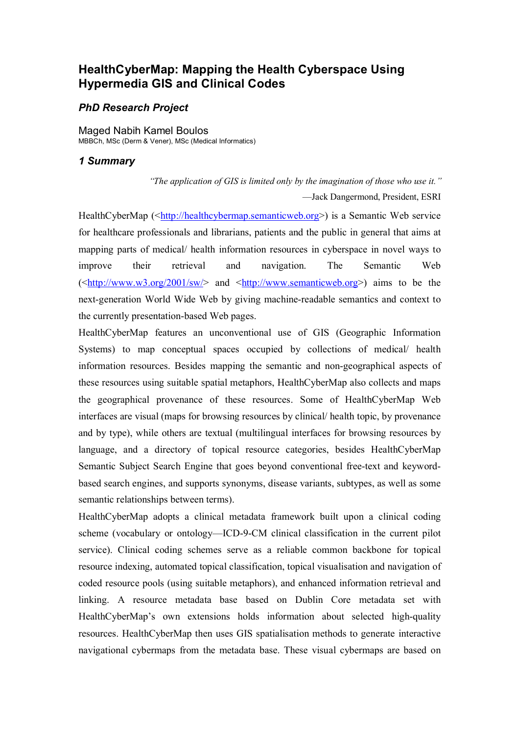# HealthCyberMap: Mapping the Health Cyberspace Using Hypermedia GIS and Clinical Codes

## *PhD Research Project*

Maged Nabih Kamel Boulos
MBBCh, MSc (Derm & Vener), MSc (Medical Informatics)

## *1 Summary*

> *"The application of GIS is limited only by the imagination of those who use it."*
>
> —Jack Dangermond, President, ESRI

HealthCyberMap (<http://healthcybermap.semanticweb.org>) is a Semantic Web service for healthcare professionals and librarians, patients and the public in general that aims at mapping parts of medical/ health information resources in cyberspace in novel ways to improve their retrieval and navigation. The Semantic Web (<http://www.w3.org/2001/sw/> and <http://www.semanticweb.org>) aims to be the next-generation World Wide Web by giving machine-readable semantics and context to the currently presentation-based Web pages.

HealthCyberMap features an unconventional use of GIS (Geographic Information Systems) to map conceptual spaces occupied by collections of medical/ health information resources. Besides mapping the semantic and non-geographical aspects of these resources using suitable spatial metaphors, HealthCyberMap also collects and maps the geographical provenance of these resources. Some of HealthCyberMap Web interfaces are visual (maps for browsing resources by clinical/ health topic, by provenance and by type), while others are textual (multilingual interfaces for browsing resources by language, and a directory of topical resource categories, besides HealthCyberMap Semantic Subject Search Engine that goes beyond conventional free-text and keyword-based search engines, and supports synonyms, disease variants, subtypes, as well as some semantic relationships between terms).

HealthCyberMap adopts a clinical metadata framework built upon a clinical coding scheme (vocabulary or ontology—ICD-9-CM clinical classification in the current pilot service). Clinical coding schemes serve as a reliable common backbone for topical resource indexing, automated topical classification, topical visualisation and navigation of coded resource pools (using suitable metaphors), and enhanced information retrieval and linking. A resource metadata base based on Dublin Core metadata set with HealthCyberMap's own extensions holds information about selected high-quality resources. HealthCyberMap then uses GIS spatialisation methods to generate interactive navigational cybermaps from the metadata base. These visual cybermaps are based on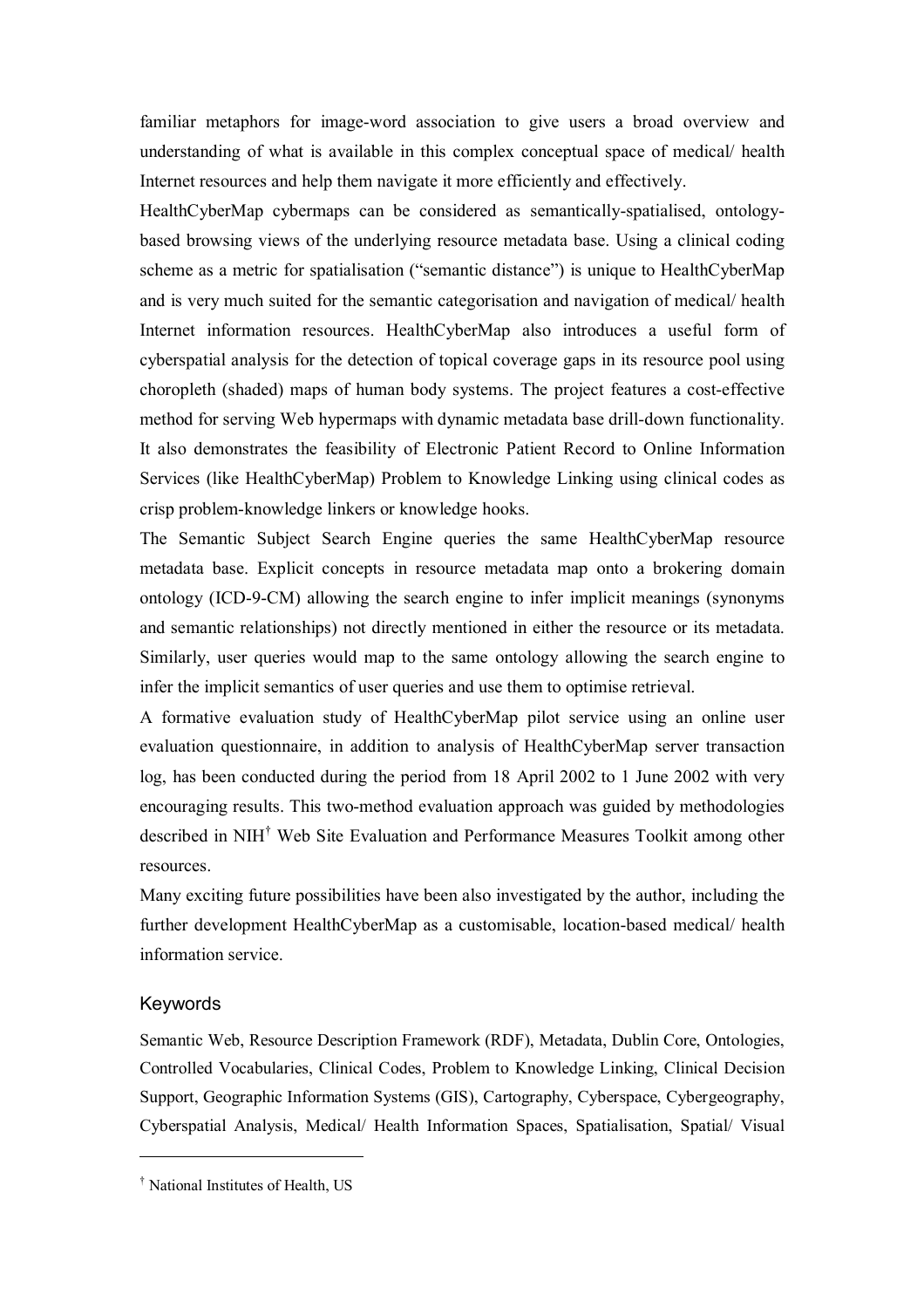familiar metaphors for image-word association to give users a broad overview and understanding of what is available in this complex conceptual space of medical/ health Internet resources and help them navigate it more efficiently and effectively.

HealthCyberMap cybermaps can be considered as semantically-spatialised, ontology-based browsing views of the underlying resource metadata base. Using a clinical coding scheme as a metric for spatialisation ("semantic distance") is unique to HealthCyberMap and is very much suited for the semantic categorisation and navigation of medical/ health Internet information resources. HealthCyberMap also introduces a useful form of cyberspatial analysis for the detection of topical coverage gaps in its resource pool using choropleth (shaded) maps of human body systems. The project features a cost-effective method for serving Web hypermaps with dynamic metadata base drill-down functionality. It also demonstrates the feasibility of Electronic Patient Record to Online Information Services (like HealthCyberMap) Problem to Knowledge Linking using clinical codes as crisp problem-knowledge linkers or knowledge hooks.

The Semantic Subject Search Engine queries the same HealthCyberMap resource metadata base. Explicit concepts in resource metadata map onto a brokering domain ontology (ICD-9-CM) allowing the search engine to infer implicit meanings (synonyms and semantic relationships) not directly mentioned in either the resource or its metadata. Similarly, user queries would map to the same ontology allowing the search engine to infer the implicit semantics of user queries and use them to optimise retrieval.

A formative evaluation study of HealthCyberMap pilot service using an online user evaluation questionnaire, in addition to analysis of HealthCyberMap server transaction log, has been conducted during the period from 18 April 2002 to 1 June 2002 with very encouraging results. This two-method evaluation approach was guided by methodologies described in NIH[†] Web Site Evaluation and Performance Measures Toolkit among other resources.

Many exciting future possibilities have been also investigated by the author, including the further development HealthCyberMap as a customisable, location-based medical/ health information service.

### Keywords

Semantic Web, Resource Description Framework (RDF), Metadata, Dublin Core, Ontologies, Controlled Vocabularies, Clinical Codes, Problem to Knowledge Linking, Clinical Decision Support, Geographic Information Systems (GIS), Cartography, Cyberspace, Cybergeography, Cyberspatial Analysis, Medical/ Health Information Spaces, Spatialisation, Spatial/ Visual

---

[†] National Institutes of Health, US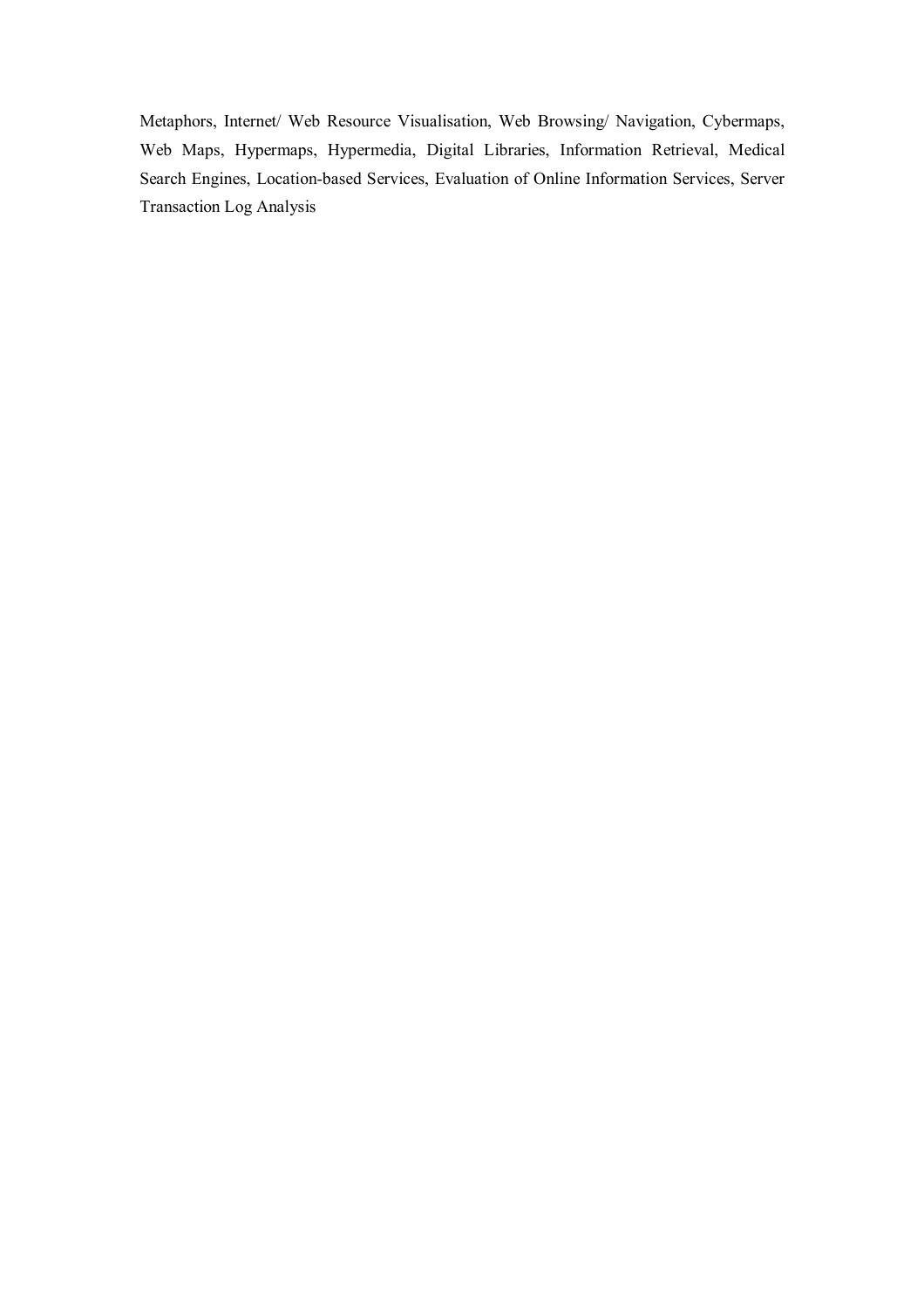Metaphors, Internet/ Web Resource Visualisation, Web Browsing/ Navigation, Cybermaps, Web Maps, Hypermaps, Hypermedia, Digital Libraries, Information Retrieval, Medical Search Engines, Location-based Services, Evaluation of Online Information Services, Server Transaction Log Analysis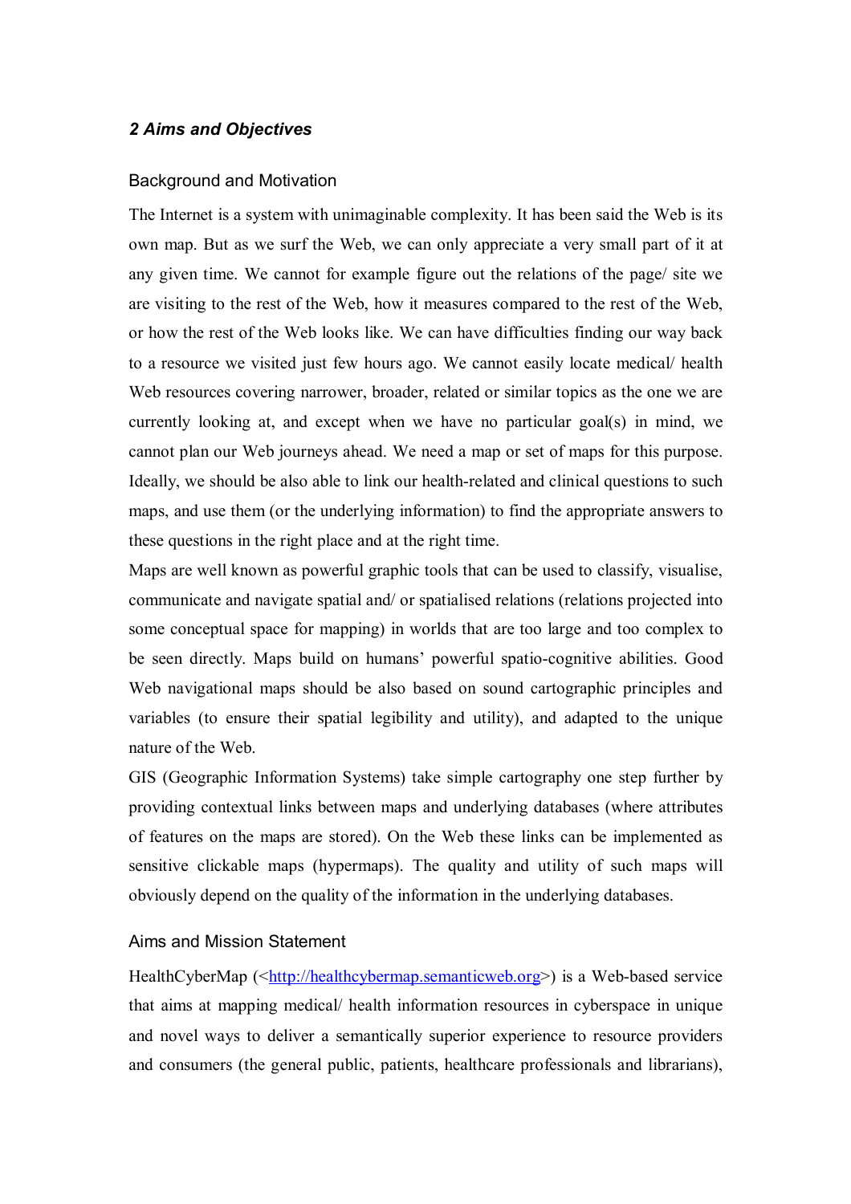## *2 Aims and Objectives*

### Background and Motivation

The Internet is a system with unimaginable complexity. It has been said the Web is its own map. But as we surf the Web, we can only appreciate a very small part of it at any given time. We cannot for example figure out the relations of the page/ site we are visiting to the rest of the Web, how it measures compared to the rest of the Web, or how the rest of the Web looks like. We can have difficulties finding our way back to a resource we visited just few hours ago. We cannot easily locate medical/ health Web resources covering narrower, broader, related or similar topics as the one we are currently looking at, and except when we have no particular goal(s) in mind, we cannot plan our Web journeys ahead. We need a map or set of maps for this purpose. Ideally, we should be also able to link our health-related and clinical questions to such maps, and use them (or the underlying information) to find the appropriate answers to these questions in the right place and at the right time.

Maps are well known as powerful graphic tools that can be used to classify, visualise, communicate and navigate spatial and/ or spatialised relations (relations projected into some conceptual space for mapping) in worlds that are too large and too complex to be seen directly. Maps build on humans' powerful spatio-cognitive abilities. Good Web navigational maps should be also based on sound cartographic principles and variables (to ensure their spatial legibility and utility), and adapted to the unique nature of the Web.

GIS (Geographic Information Systems) take simple cartography one step further by providing contextual links between maps and underlying databases (where attributes of features on the maps are stored). On the Web these links can be implemented as sensitive clickable maps (hypermaps). The quality and utility of such maps will obviously depend on the quality of the information in the underlying databases.

### Aims and Mission Statement

HealthCyberMap (<http://healthcybermap.semanticweb.org>) is a Web-based service that aims at mapping medical/ health information resources in cyberspace in unique and novel ways to deliver a semantically superior experience to resource providers and consumers (the general public, patients, healthcare professionals and librarians),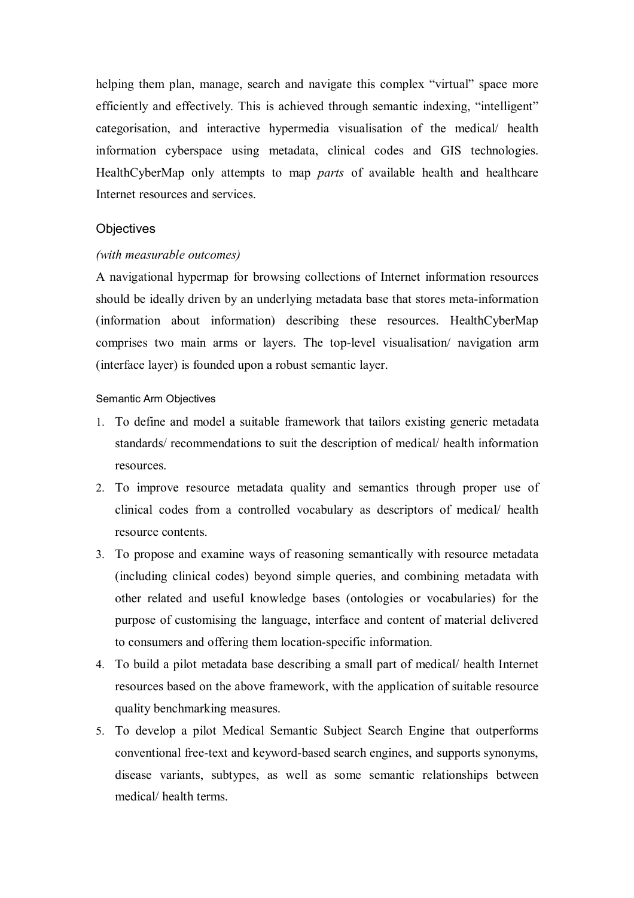helping them plan, manage, search and navigate this complex "virtual" space more efficiently and effectively. This is achieved through semantic indexing, "intelligent" categorisation, and interactive hypermedia visualisation of the medical/ health information cyberspace using metadata, clinical codes and GIS technologies. HealthCyberMap only attempts to map *parts* of available health and healthcare Internet resources and services.

## Objectives

*(with measurable outcomes)*

A navigational hypermap for browsing collections of Internet information resources should be ideally driven by an underlying metadata base that stores meta-information (information about information) describing these resources. HealthCyberMap comprises two main arms or layers. The top-level visualisation/ navigation arm (interface layer) is founded upon a robust semantic layer.

### Semantic Arm Objectives

1. To define and model a suitable framework that tailors existing generic metadata standards/ recommendations to suit the description of medical/ health information resources.
2. To improve resource metadata quality and semantics through proper use of clinical codes from a controlled vocabulary as descriptors of medical/ health resource contents.
3. To propose and examine ways of reasoning semantically with resource metadata (including clinical codes) beyond simple queries, and combining metadata with other related and useful knowledge bases (ontologies or vocabularies) for the purpose of customising the language, interface and content of material delivered to consumers and offering them location-specific information.
4. To build a pilot metadata base describing a small part of medical/ health Internet resources based on the above framework, with the application of suitable resource quality benchmarking measures.
5. To develop a pilot Medical Semantic Subject Search Engine that outperforms conventional free-text and keyword-based search engines, and supports synonyms, disease variants, subtypes, as well as some semantic relationships between medical/ health terms.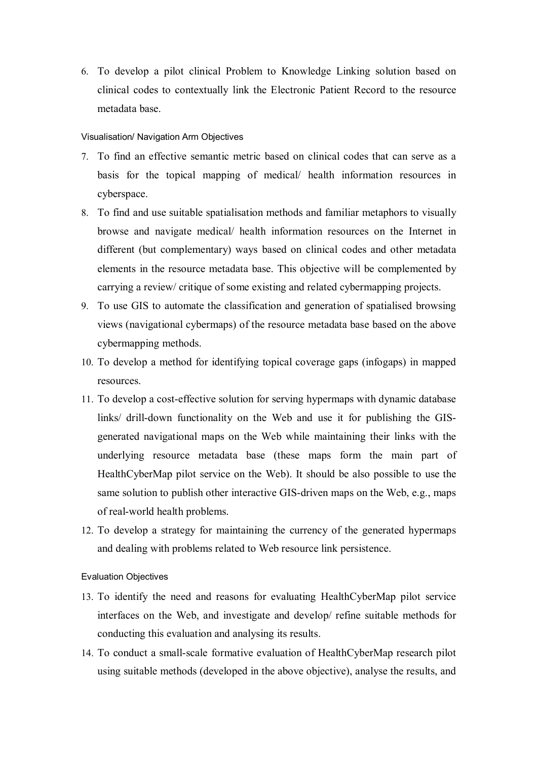6. To develop a pilot clinical Problem to Knowledge Linking solution based on clinical codes to contextually link the Electronic Patient Record to the resource metadata base.

Visualisation/ Navigation Arm Objectives

7. To find an effective semantic metric based on clinical codes that can serve as a basis for the topical mapping of medical/ health information resources in cyberspace.
8. To find and use suitable spatialisation methods and familiar metaphors to visually browse and navigate medical/ health information resources on the Internet in different (but complementary) ways based on clinical codes and other metadata elements in the resource metadata base. This objective will be complemented by carrying a review/ critique of some existing and related cybermapping projects.
9. To use GIS to automate the classification and generation of spatialised browsing views (navigational cybermaps) of the resource metadata base based on the above cybermapping methods.
10. To develop a method for identifying topical coverage gaps (infogaps) in mapped resources.
11. To develop a cost-effective solution for serving hypermaps with dynamic database links/ drill-down functionality on the Web and use it for publishing the GIS-generated navigational maps on the Web while maintaining their links with the underlying resource metadata base (these maps form the main part of HealthCyberMap pilot service on the Web). It should be also possible to use the same solution to publish other interactive GIS-driven maps on the Web, e.g., maps of real-world health problems.
12. To develop a strategy for maintaining the currency of the generated hypermaps and dealing with problems related to Web resource link persistence.

Evaluation Objectives

13. To identify the need and reasons for evaluating HealthCyberMap pilot service interfaces on the Web, and investigate and develop/ refine suitable methods for conducting this evaluation and analysing its results.
14. To conduct a small-scale formative evaluation of HealthCyberMap research pilot using suitable methods (developed in the above objective), analyse the results, and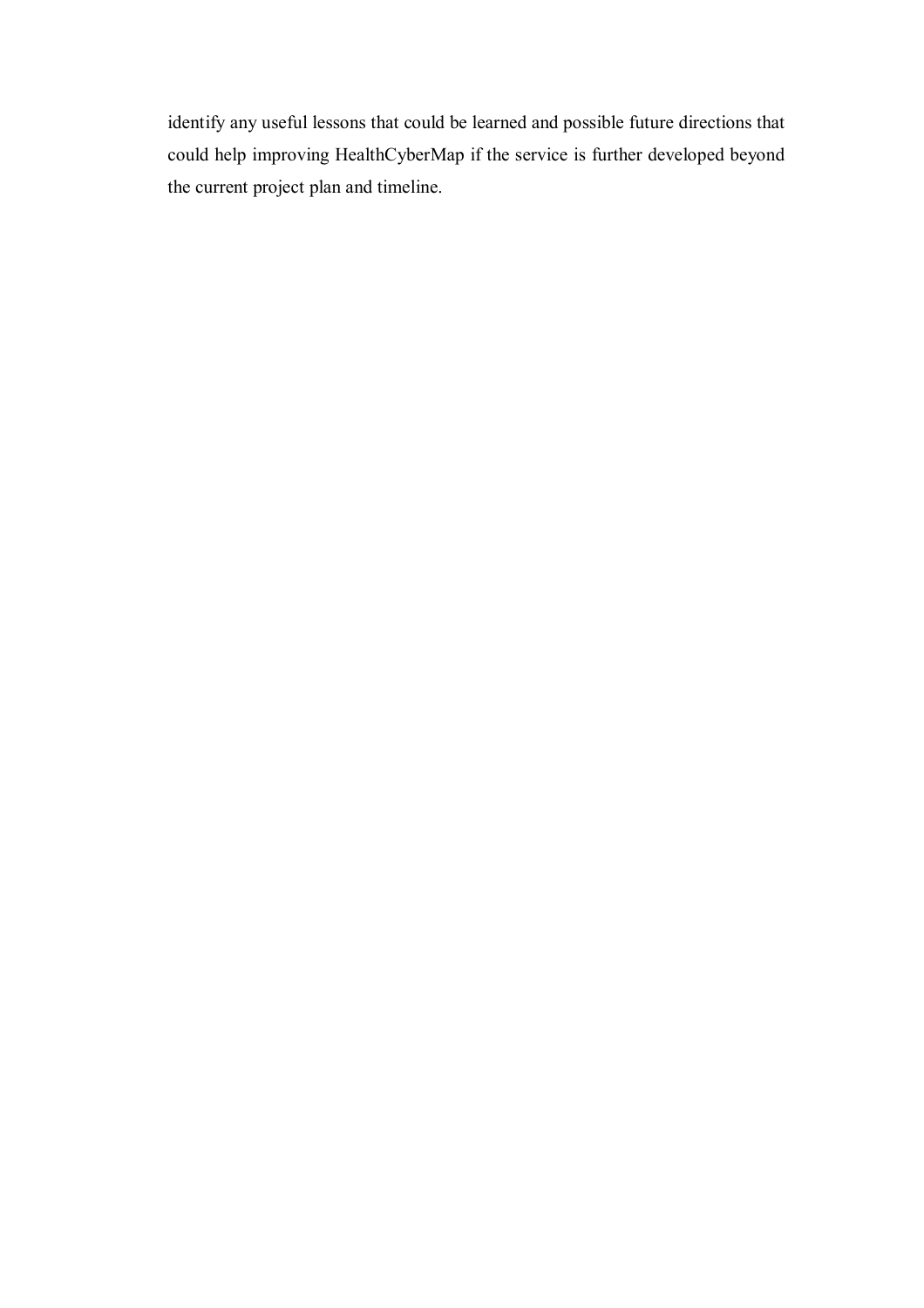identify any useful lessons that could be learned and possible future directions that could help improving HealthCyberMap if the service is further developed beyond the current project plan and timeline.